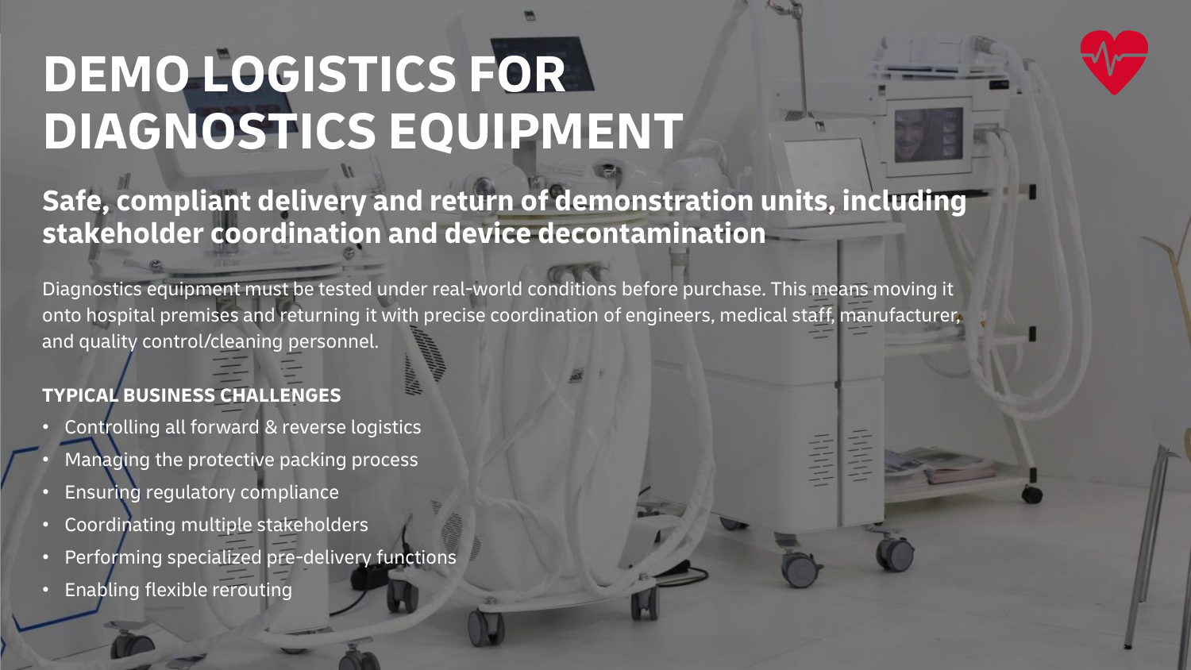# DEMO LOGISTICS FOR DIAGNOSTICS EQUIPMENT

## Safe, compliant delivery and return of demonstration units, including stakeholder coordination and device decontamination

Diagnostics equipment must be tested under real-world conditions before purchase. This means moving it onto hospital premises and returning it with precise coordination of engineers, medical staff, manufacturer, and quality control/cleaning personnel.

### TYPICAL BUSINESS CHALLENGES

- Controlling all forward & reverse logistics
- Managing the protective packing process
- Ensuring regulatory compliance
- Coordinating multiple stakeholders
- Performing specialized pre-delivery functions
- Enabling flexible rerouting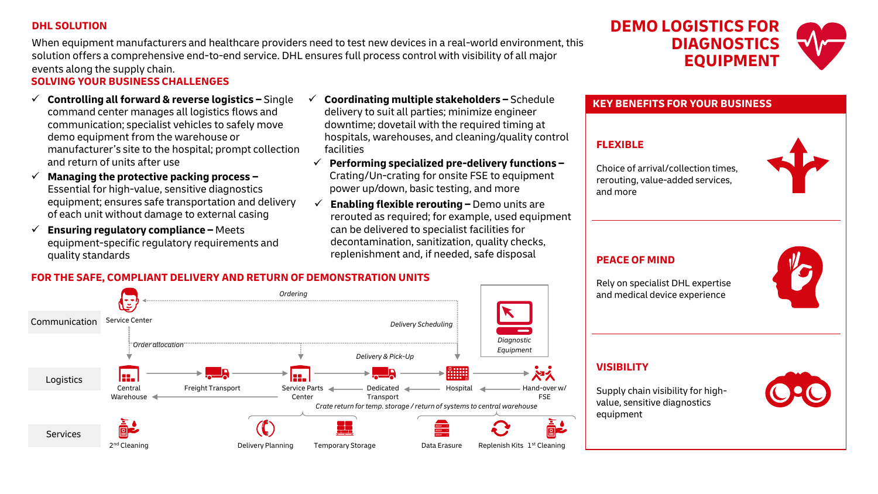# DEMO LOGISTICS FOR DIAGNOSTICS EQUIPMENT

## DHL SOLUTION

When equipment manufacturers and healthcare providers need to test new devices in a real-world environment, this solution offers a comprehensive end-to-end service. DHL ensures full process control with visibility of all major events along the supply chain.

## SOLVING YOUR BUSINESS CHALLENGES

- ✓ **Controlling all forward & reverse logistics –** Single command center manages all logistics flows and communication; specialist vehicles to safely move demo equipment from the warehouse or manufacturer's site to the hospital; prompt collection and return of units after use
- ✓ **Managing the protective packing process –** Essential for high-value, sensitive diagnostics equipment; ensures safe transportation and delivery of each unit without damage to external casing
- ✓ **Ensuring regulatory compliance –** Meets equipment-specific regulatory requirements and quality standards
- ✓ **Coordinating multiple stakeholders –** Schedule delivery to suit all parties; minimize engineer downtime; dovetail with the required timing at hospitals, warehouses, and cleaning/quality control facilities
- ✓ **Performing specialized pre-delivery functions –** Crating/Un-crating for onsite FSE to equipment power up/down, basic testing, and more
- ✓ **Enabling flexible rerouting –** Demo units are rerouted as required; for example, used equipment can be delivered to specialist facilities for decontamination, sanitization, quality checks, replenishment and, if needed, safe disposal

## FOR THE SAFE, COMPLIANT DELIVERY AND RETURN OF DEMONSTRATION UNITS

Communication
Service Center
Ordering
Order allocation
Delivery Scheduling
Delivery & Pick-Up
Diagnostic Equipment

Logistics
Central Warehouse
Freight Transport
Service Parts Center
Dedicated Transport
Hospital
Hand-over w/ FSE
Crate return for temp. storage / return of systems to central warehouse

Services
2nd Cleaning
Delivery Planning
Temporary Storage
Data Erasure
Replenish Kits
1st Cleaning

## KEY BENEFITS FOR YOUR BUSINESS

### FLEXIBLE

Choice of arrival/collection times, rerouting, value-added services, and more

### PEACE OF MIND

Rely on specialist DHL expertise and medical device experience

### VISIBILITY

Supply chain visibility for high-value, sensitive diagnostics equipment